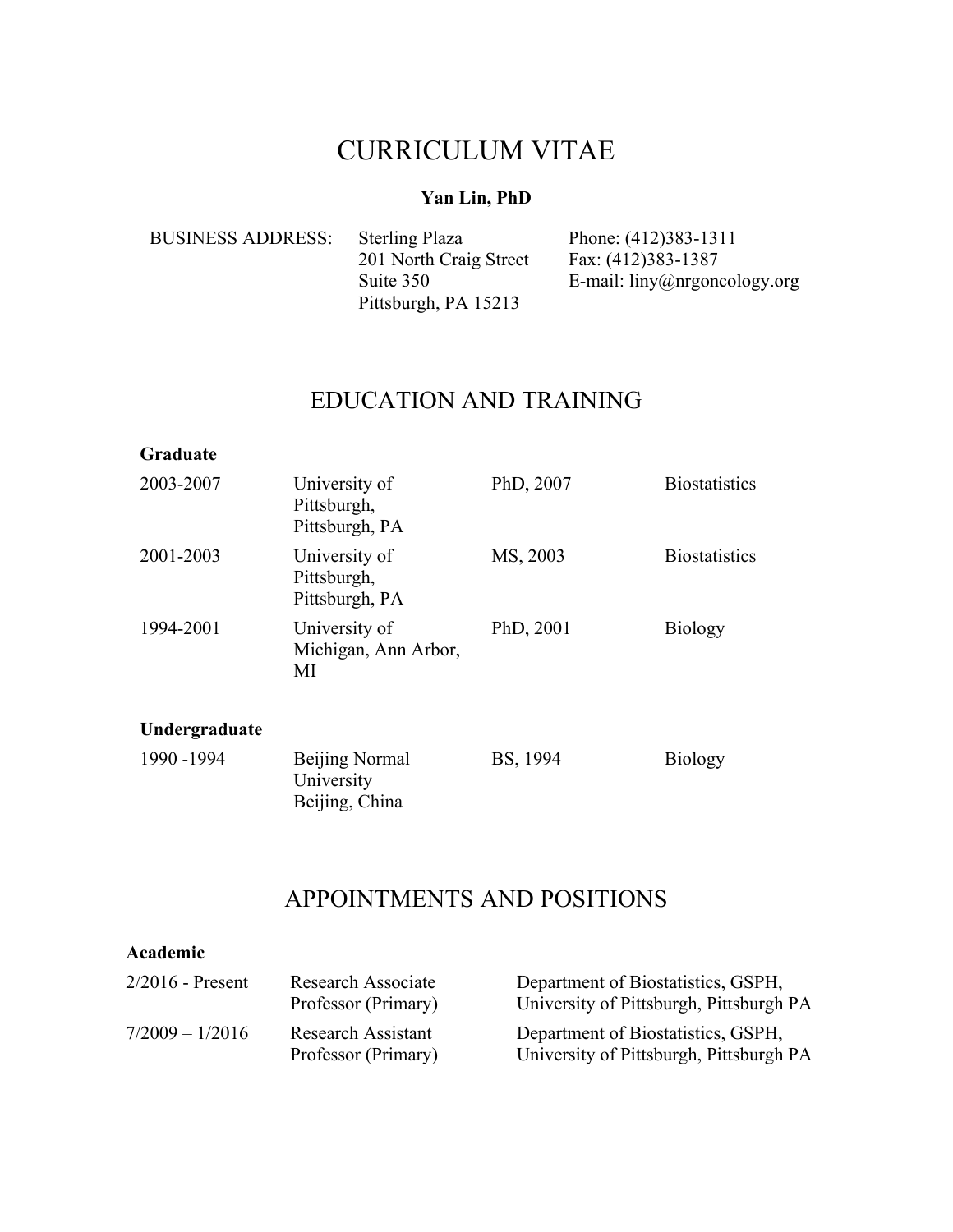# CURRICULUM VITAE

**Yan Lin, PhD**

| BUSINESS ADDRESS: | Sterling Plaza<br>201 North Craig Street<br>Suite 350<br>Pittsburgh, PA 15213 | Phone: (412)383-1311<br>Fax: (412)383-1387<br>E-mail: liny@nrgoncology.org |
|---|---|---|

## EDUCATION AND TRAINING

**Graduate**

| | | | |
|---|---|---|---|
| 2003-2007 | University of Pittsburgh, Pittsburgh, PA | PhD, 2007 | Biostatistics |
| 2001-2003 | University of Pittsburgh, Pittsburgh, PA | MS, 2003 | Biostatistics |
| 1994-2001 | University of Michigan, Ann Arbor, MI | PhD, 2001 | Biology |

**Undergraduate**

| | | | |
|---|---|---|---|
| 1990 -1994 | Beijing Normal University Beijing, China | BS, 1994 | Biology |

## APPOINTMENTS AND POSITIONS

**Academic**

| | | |
|---|---|---|
| 2/2016 - Present | Research Associate Professor (Primary) | Department of Biostatistics, GSPH, University of Pittsburgh, Pittsburgh PA |
| 7/2009 – 1/2016 | Research Assistant Professor (Primary) | Department of Biostatistics, GSPH, University of Pittsburgh, Pittsburgh PA |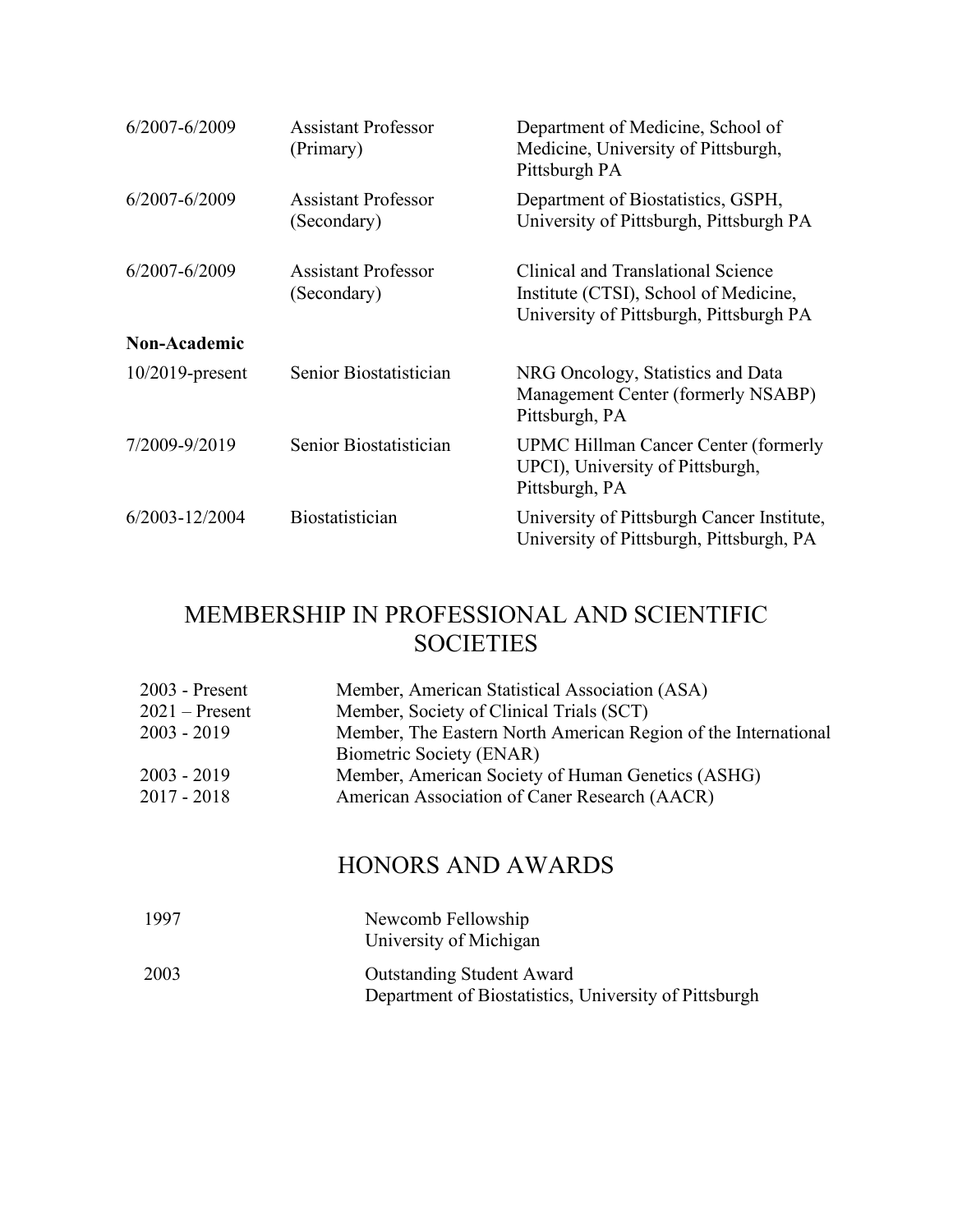| | | |
|---|---|---|
| 6/2007-6/2009 | Assistant Professor (Primary) | Department of Medicine, School of Medicine, University of Pittsburgh, Pittsburgh PA |
| 6/2007-6/2009 | Assistant Professor (Secondary) | Department of Biostatistics, GSPH, University of Pittsburgh, Pittsburgh PA |
| 6/2007-6/2009 | Assistant Professor (Secondary) | Clinical and Translational Science Institute (CTSI), School of Medicine, University of Pittsburgh, Pittsburgh PA |
| **Non-Academic** | | |
| 10/2019-present | Senior Biostatistician | NRG Oncology, Statistics and Data Management Center (formerly NSABP) Pittsburgh, PA |
| 7/2009-9/2019 | Senior Biostatistician | UPMC Hillman Cancer Center (formerly UPCI), University of Pittsburgh, Pittsburgh, PA |
| 6/2003-12/2004 | Biostatistician | University of Pittsburgh Cancer Institute, University of Pittsburgh, Pittsburgh, PA |

# MEMBERSHIP IN PROFESSIONAL AND SCIENTIFIC SOCIETIES

| | |
|---|---|
| 2003 - Present | Member, American Statistical Association (ASA) |
| 2021 – Present | Member, Society of Clinical Trials (SCT) |
| 2003 - 2019 | Member, The Eastern North American Region of the International Biometric Society (ENAR) |
| 2003 - 2019 | Member, American Society of Human Genetics (ASHG) |
| 2017 - 2018 | American Association of Caner Research (AACR) |

# HONORS AND AWARDS

| | |
|---|---|
| 1997 | Newcomb Fellowship<br>University of Michigan |
| 2003 | Outstanding Student Award<br>Department of Biostatistics, University of Pittsburgh |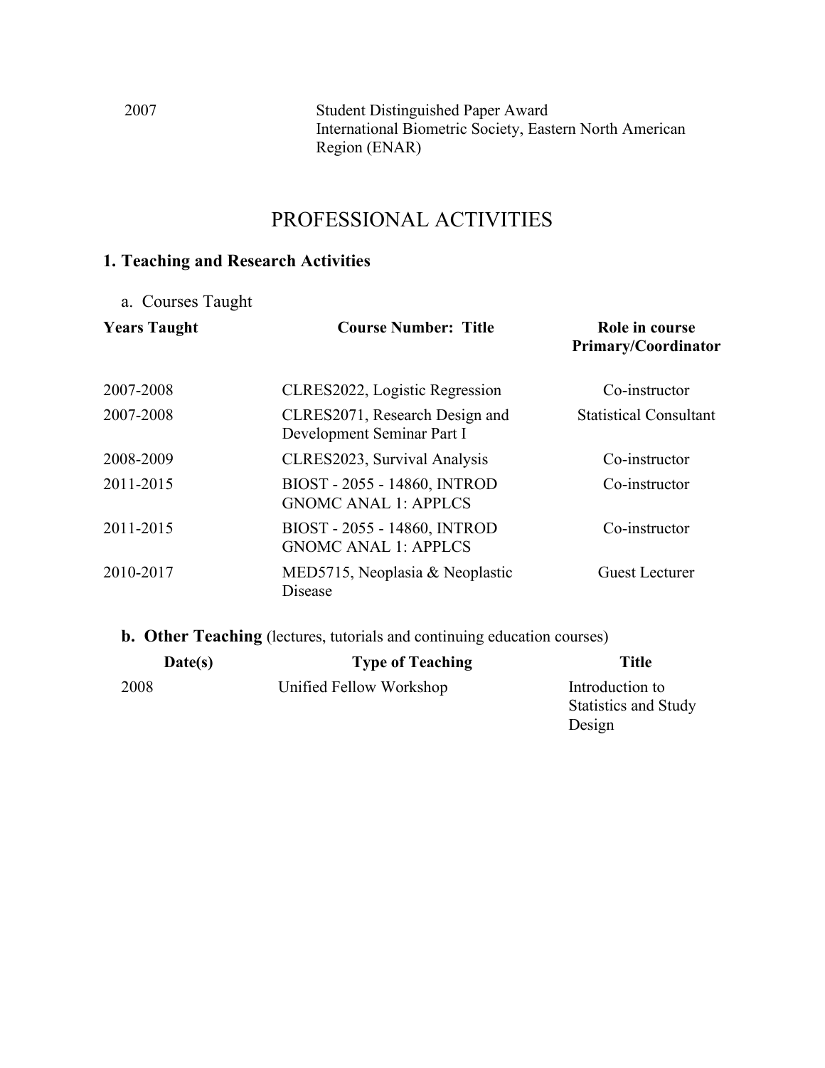| | |
|---|---|
| 2007 | Student Distinguished Paper Award<br>International Biometric Society, Eastern North American Region (ENAR) |

# PROFESSIONAL ACTIVITIES

## 1. Teaching and Research Activities

a. Courses Taught

| Years Taught | Course Number: Title | Role in course Primary/Coordinator |
|---|---|---|
| 2007-2008 | CLRES2022, Logistic Regression | Co-instructor |
| 2007-2008 | CLRES2071, Research Design and Development Seminar Part I | Statistical Consultant |
| 2008-2009 | CLRES2023, Survival Analysis | Co-instructor |
| 2011-2015 | BIOST - 2055 - 14860, INTROD GNOMC ANAL 1: APPLCS | Co-instructor |
| 2011-2015 | BIOST - 2055 - 14860, INTROD GNOMC ANAL 1: APPLCS | Co-instructor |
| 2010-2017 | MED5715, Neoplasia & Neoplastic Disease | Guest Lecturer |

**b. Other Teaching** (lectures, tutorials and continuing education courses)

| Date(s) | Type of Teaching | Title |
|---|---|---|
| 2008 | Unified Fellow Workshop | Introduction to Statistics and Study Design |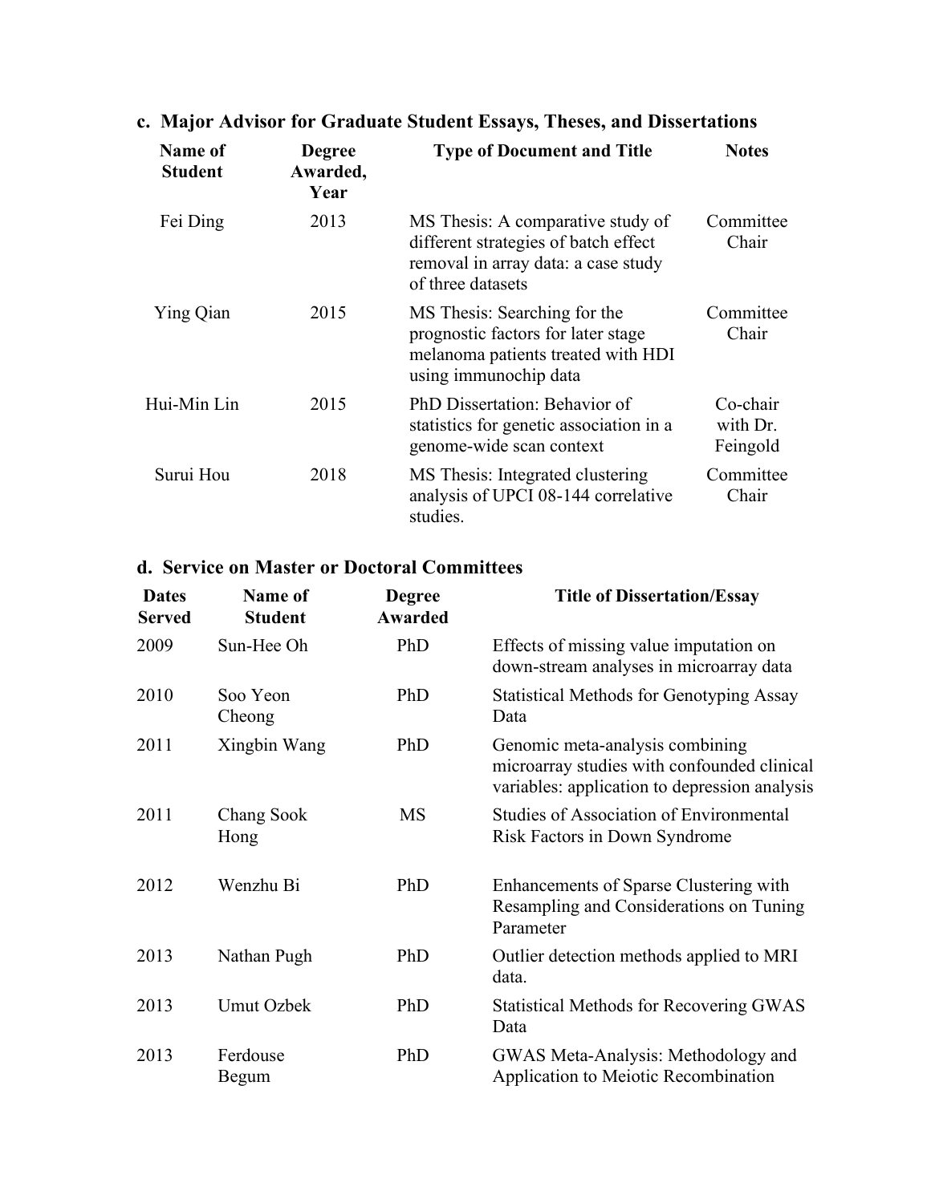### c. Major Advisor for Graduate Student Essays, Theses, and Dissertations

| Name of Student | Degree Awarded, Year | Type of Document and Title | Notes |
|---|---|---|---|
| Fei Ding | 2013 | MS Thesis: A comparative study of different strategies of batch effect removal in array data: a case study of three datasets | Committee Chair |
| Ying Qian | 2015 | MS Thesis: Searching for the prognostic factors for later stage melanoma patients treated with HDI using immunochip data | Committee Chair |
| Hui-Min Lin | 2015 | PhD Dissertation: Behavior of statistics for genetic association in a genome-wide scan context | Co-chair with Dr. Feingold |
| Surui Hou | 2018 | MS Thesis: Integrated clustering analysis of UPCI 08-144 correlative studies. | Committee Chair |

### d. Service on Master or Doctoral Committees

| Dates Served | Name of Student | Degree Awarded | Title of Dissertation/Essay |
|---|---|---|---|
| 2009 | Sun-Hee Oh | PhD | Effects of missing value imputation on down-stream analyses in microarray data |
| 2010 | Soo Yeon Cheong | PhD | Statistical Methods for Genotyping Assay Data |
| 2011 | Xingbin Wang | PhD | Genomic meta-analysis combining microarray studies with confounded clinical variables: application to depression analysis |
| 2011 | Chang Sook Hong | MS | Studies of Association of Environmental Risk Factors in Down Syndrome |
| 2012 | Wenzhu Bi | PhD | Enhancements of Sparse Clustering with Resampling and Considerations on Tuning Parameter |
| 2013 | Nathan Pugh | PhD | Outlier detection methods applied to MRI data. |
| 2013 | Umut Ozbek | PhD | Statistical Methods for Recovering GWAS Data |
| 2013 | Ferdouse Begum | PhD | GWAS Meta-Analysis: Methodology and Application to Meiotic Recombination |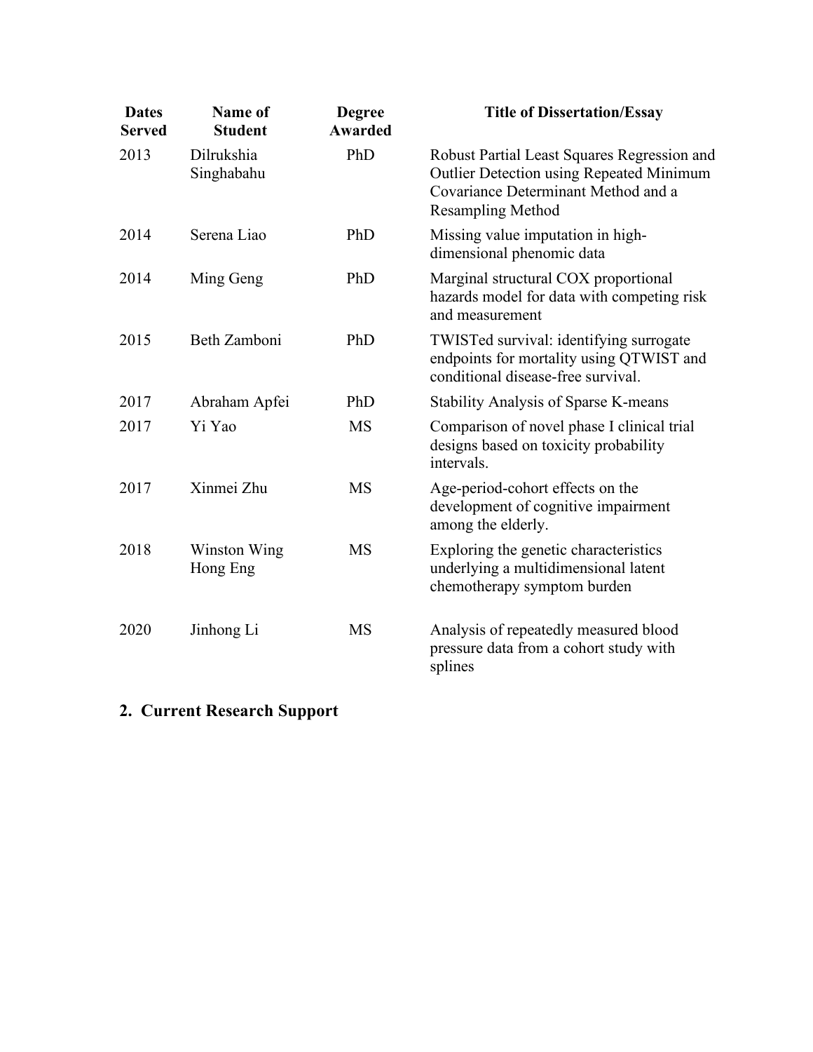| Dates Served | Name of Student | Degree Awarded | Title of Dissertation/Essay |
| --- | --- | --- | --- |
| 2013 | Dilrukshia Singhabahu | PhD | Robust Partial Least Squares Regression and Outlier Detection using Repeated Minimum Covariance Determinant Method and a Resampling Method |
| 2014 | Serena Liao | PhD | Missing value imputation in high-dimensional phenomic data |
| 2014 | Ming Geng | PhD | Marginal structural COX proportional hazards model for data with competing risk and measurement |
| 2015 | Beth Zamboni | PhD | TWISTed survival: identifying surrogate endpoints for mortality using QTWIST and conditional disease-free survival. |
| 2017 | Abraham Apfei | PhD | Stability Analysis of Sparse K-means |
| 2017 | Yi Yao | MS | Comparison of novel phase I clinical trial designs based on toxicity probability intervals. |
| 2017 | Xinmei Zhu | MS | Age-period-cohort effects on the development of cognitive impairment among the elderly. |
| 2018 | Winston Wing Hong Eng | MS | Exploring the genetic characteristics underlying a multidimensional latent chemotherapy symptom burden |
| 2020 | Jinhong Li | MS | Analysis of repeatedly measured blood pressure data from a cohort study with splines |

## 2. Current Research Support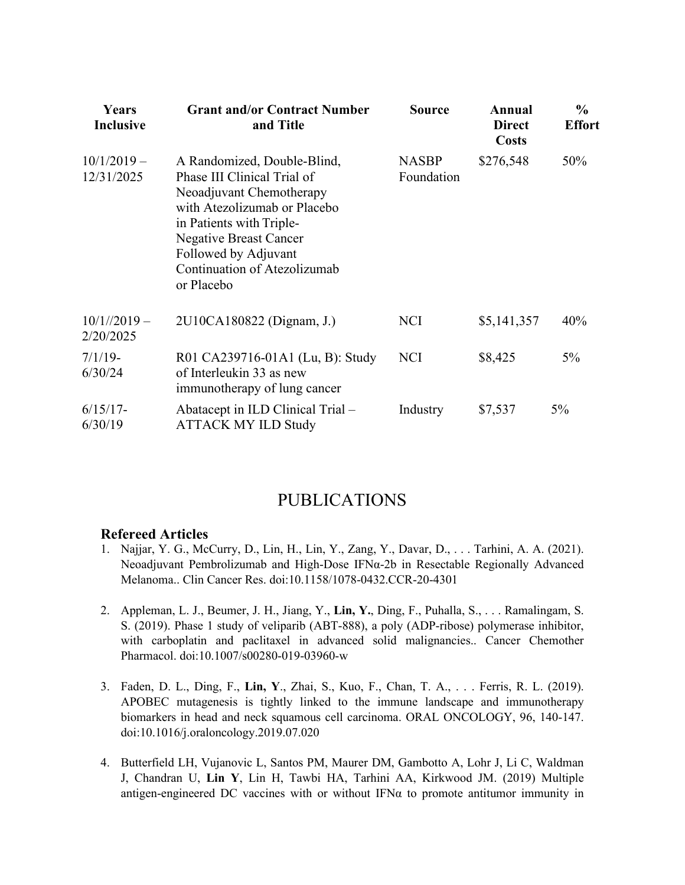| Years Inclusive | Grant and/or Contract Number and Title | Source | Annual Direct Costs | % Effort |
|---|---|---|---|---|
| 10/1/2019 – 12/31/2025 | A Randomized, Double-Blind, Phase III Clinical Trial of Neoadjuvant Chemotherapy with Atezolizumab or Placebo in Patients with Triple-Negative Breast Cancer Followed by Adjuvant Continuation of Atezolizumab or Placebo | NASBP Foundation | $276,548 | 50% |
| 10/1//2019 – 2/20/2025 | 2U10CA180822 (Dignam, J.) | NCI | $5,141,357 | 40% |
| 7/1/19-6/30/24 | R01 CA239716-01A1 (Lu, B): Study of Interleukin 33 as new immunotherapy of lung cancer | NCI | $8,425 | 5% |
| 6/15/17-6/30/19 | Abatacept in ILD Clinical Trial – ATTACK MY ILD Study | Industry | $7,537 | 5% |

# PUBLICATIONS

## Refereed Articles

1. Najjar, Y. G., McCurry, D., Lin, H., Lin, Y., Zang, Y., Davar, D., . . . Tarhini, A. A. (2021). Neoadjuvant Pembrolizumab and High-Dose IFNα-2b in Resectable Regionally Advanced Melanoma.. Clin Cancer Res. doi:10.1158/1078-0432.CCR-20-4301

2. Appleman, L. J., Beumer, J. H., Jiang, Y., **Lin, Y.**, Ding, F., Puhalla, S., . . . Ramalingam, S. S. (2019). Phase 1 study of veliparib (ABT-888), a poly (ADP-ribose) polymerase inhibitor, with carboplatin and paclitaxel in advanced solid malignancies.. Cancer Chemother Pharmacol. doi:10.1007/s00280-019-03960-w

3. Faden, D. L., Ding, F., **Lin, Y**., Zhai, S., Kuo, F., Chan, T. A., . . . Ferris, R. L. (2019). APOBEC mutagenesis is tightly linked to the immune landscape and immunotherapy biomarkers in head and neck squamous cell carcinoma. ORAL ONCOLOGY, 96, 140-147. doi:10.1016/j.oraloncology.2019.07.020

4. Butterfield LH, Vujanovic L, Santos PM, Maurer DM, Gambotto A, Lohr J, Li C, Waldman J, Chandran U, **Lin Y**, Lin H, Tawbi HA, Tarhini AA, Kirkwood JM. (2019) Multiple antigen-engineered DC vaccines with or without IFNα to promote antitumor immunity in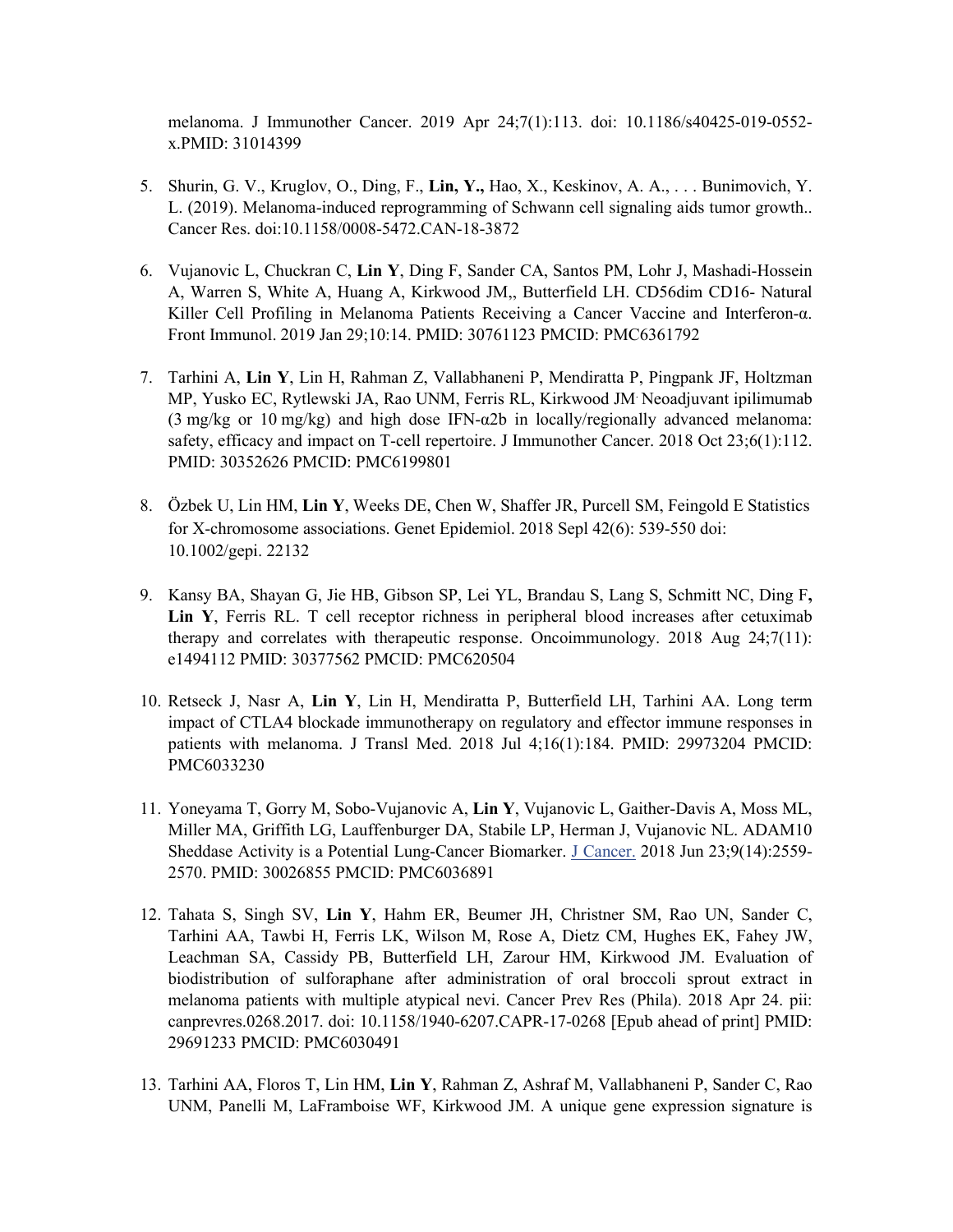melanoma. J Immunother Cancer. 2019 Apr 24;7(1):113. doi: 10.1186/s40425-019-0552-x.PMID: 31014399

5. Shurin, G. V., Kruglov, O., Ding, F., **Lin, Y.,** Hao, X., Keskinov, A. A., . . . Bunimovich, Y. L. (2019). Melanoma-induced reprogramming of Schwann cell signaling aids tumor growth.. Cancer Res. doi:10.1158/0008-5472.CAN-18-3872

6. Vujanovic L, Chuckran C, **Lin Y**, Ding F, Sander CA, Santos PM, Lohr J, Mashadi-Hossein A, Warren S, White A, Huang A, Kirkwood JM,, Butterfield LH. CD56dim CD16- Natural Killer Cell Profiling in Melanoma Patients Receiving a Cancer Vaccine and Interferon-α. Front Immunol. 2019 Jan 29;10:14. PMID: 30761123 PMCID: PMC6361792

7. Tarhini A, **Lin Y**, Lin H, Rahman Z, Vallabhaneni P, Mendiratta P, Pingpank JF, Holtzman MP, Yusko EC, Rytlewski JA, Rao UNM, Ferris RL, Kirkwood JM. Neoadjuvant ipilimumab (3 mg/kg or 10 mg/kg) and high dose IFN-α2b in locally/regionally advanced melanoma: safety, efficacy and impact on T-cell repertoire. J Immunother Cancer. 2018 Oct 23;6(1):112. PMID: 30352626 PMCID: PMC6199801

8. Özbek U, Lin HM, **Lin Y**, Weeks DE, Chen W, Shaffer JR, Purcell SM, Feingold E Statistics for X-chromosome associations. Genet Epidemiol. 2018 Sepl 42(6): 539-550 doi: 10.1002/gepi. 22132

9. Kansy BA, Shayan G, Jie HB, Gibson SP, Lei YL, Brandau S, Lang S, Schmitt NC, Ding F**,** **Lin Y**, Ferris RL. T cell receptor richness in peripheral blood increases after cetuximab therapy and correlates with therapeutic response. Oncoimmunology. 2018 Aug 24;7(11): e1494112 PMID: 30377562 PMCID: PMC620504

10. Retseck J, Nasr A, **Lin Y**, Lin H, Mendiratta P, Butterfield LH, Tarhini AA. Long term impact of CTLA4 blockade immunotherapy on regulatory and effector immune responses in patients with melanoma. J Transl Med. 2018 Jul 4;16(1):184. PMID: 29973204 PMCID: PMC6033230

11. Yoneyama T, Gorry M, Sobo-Vujanovic A, **Lin Y**, Vujanovic L, Gaither-Davis A, Moss ML, Miller MA, Griffith LG, Lauffenburger DA, Stabile LP, Herman J, Vujanovic NL. ADAM10 Sheddase Activity is a Potential Lung-Cancer Biomarker. J Cancer. 2018 Jun 23;9(14):2559-2570. PMID: 30026855 PMCID: PMC6036891

12. Tahata S, Singh SV, **Lin Y**, Hahm ER, Beumer JH, Christner SM, Rao UN, Sander C, Tarhini AA, Tawbi H, Ferris LK, Wilson M, Rose A, Dietz CM, Hughes EK, Fahey JW, Leachman SA, Cassidy PB, Butterfield LH, Zarour HM, Kirkwood JM. Evaluation of biodistribution of sulforaphane after administration of oral broccoli sprout extract in melanoma patients with multiple atypical nevi. Cancer Prev Res (Phila). 2018 Apr 24. pii: canprevres.0268.2017. doi: 10.1158/1940-6207.CAPR-17-0268 [Epub ahead of print] PMID: 29691233 PMCID: PMC6030491

13. Tarhini AA, Floros T, Lin HM, **Lin Y**, Rahman Z, Ashraf M, Vallabhaneni P, Sander C, Rao UNM, Panelli M, LaFramboise WF, Kirkwood JM. A unique gene expression signature is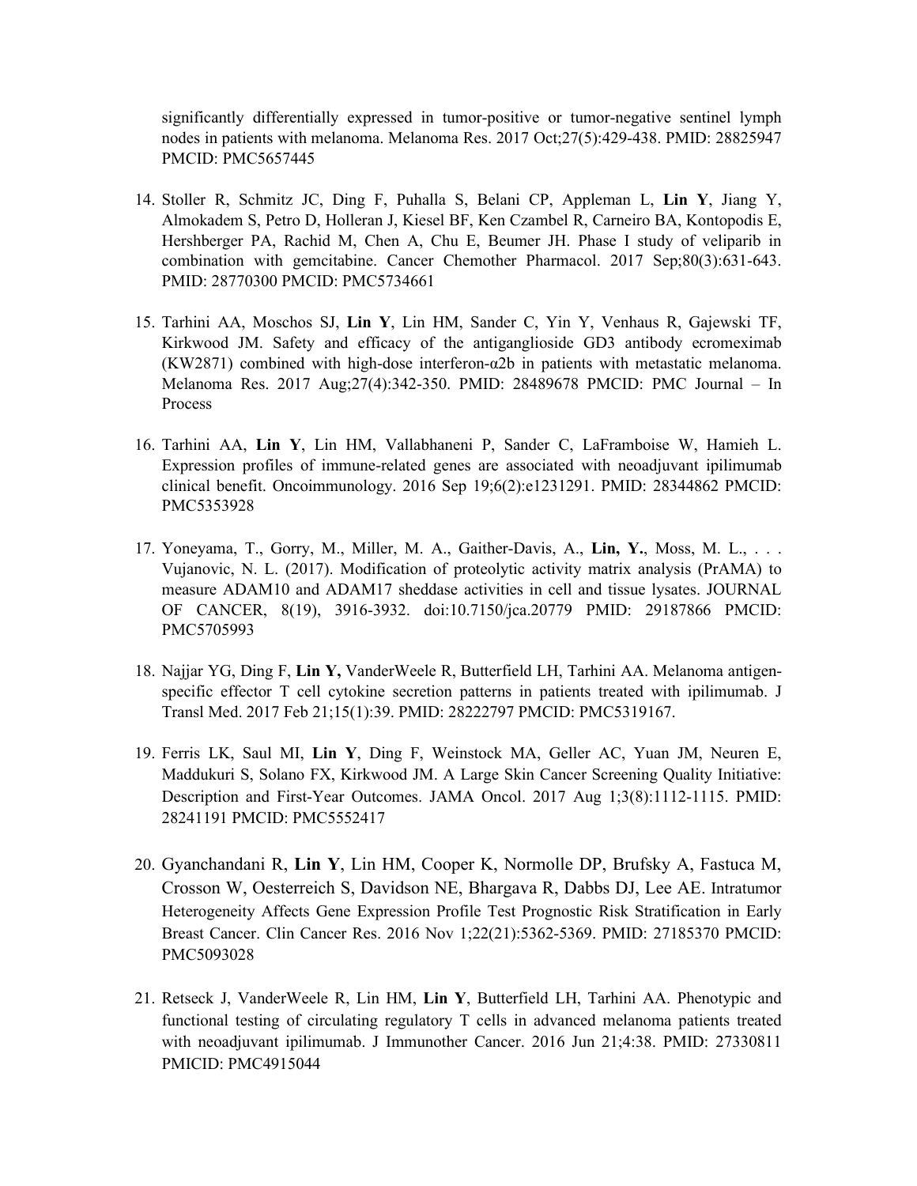significantly differentially expressed in tumor-positive or tumor-negative sentinel lymph nodes in patients with melanoma. Melanoma Res. 2017 Oct;27(5):429-438. PMID: 28825947 PMCID: PMC5657445

14. Stoller R, Schmitz JC, Ding F, Puhalla S, Belani CP, Appleman L, **Lin Y**, Jiang Y, Almokadem S, Petro D, Holleran J, Kiesel BF, Ken Czambel R, Carneiro BA, Kontopodis E, Hershberger PA, Rachid M, Chen A, Chu E, Beumer JH. Phase I study of veliparib in combination with gemcitabine. Cancer Chemother Pharmacol. 2017 Sep;80(3):631-643. PMID: 28770300 PMCID: PMC5734661

15. Tarhini AA, Moschos SJ, **Lin Y**, Lin HM, Sander C, Yin Y, Venhaus R, Gajewski TF, Kirkwood JM. Safety and efficacy of the antiganglioside GD3 antibody ecromeximab (KW2871) combined with high-dose interferon-α2b in patients with metastatic melanoma. Melanoma Res. 2017 Aug;27(4):342-350. PMID: 28489678 PMCID: PMC Journal – In Process

16. Tarhini AA, **Lin Y**, Lin HM, Vallabhaneni P, Sander C, LaFramboise W, Hamieh L. Expression profiles of immune-related genes are associated with neoadjuvant ipilimumab clinical benefit. Oncoimmunology. 2016 Sep 19;6(2):e1231291. PMID: 28344862 PMCID: PMC5353928

17. Yoneyama, T., Gorry, M., Miller, M. A., Gaither-Davis, A., **Lin, Y.**, Moss, M. L., . . . Vujanovic, N. L. (2017). Modification of proteolytic activity matrix analysis (PrAMA) to measure ADAM10 and ADAM17 sheddase activities in cell and tissue lysates. JOURNAL OF CANCER, 8(19), 3916-3932. doi:10.7150/jca.20779 PMID: 29187866 PMCID: PMC5705993

18. Najjar YG, Ding F, **Lin Y,** VanderWeele R, Butterfield LH, Tarhini AA. Melanoma antigen-specific effector T cell cytokine secretion patterns in patients treated with ipilimumab. J Transl Med. 2017 Feb 21;15(1):39. PMID: 28222797 PMCID: PMC5319167.

19. Ferris LK, Saul MI, **Lin Y**, Ding F, Weinstock MA, Geller AC, Yuan JM, Neuren E, Maddukuri S, Solano FX, Kirkwood JM. A Large Skin Cancer Screening Quality Initiative: Description and First-Year Outcomes. JAMA Oncol. 2017 Aug 1;3(8):1112-1115. PMID: 28241191 PMCID: PMC5552417

20. Gyanchandani R, **Lin Y**, Lin HM, Cooper K, Normolle DP, Brufsky A, Fastuca M, Crosson W, Oesterreich S, Davidson NE, Bhargava R, Dabbs DJ, Lee AE. Intratumor Heterogeneity Affects Gene Expression Profile Test Prognostic Risk Stratification in Early Breast Cancer. Clin Cancer Res. 2016 Nov 1;22(21):5362-5369. PMID: 27185370 PMCID: PMC5093028

21. Retseck J, VanderWeele R, Lin HM, **Lin Y**, Butterfield LH, Tarhini AA. Phenotypic and functional testing of circulating regulatory T cells in advanced melanoma patients treated with neoadjuvant ipilimumab. J Immunother Cancer. 2016 Jun 21;4:38. PMID: 27330811 PMICID: PMC4915044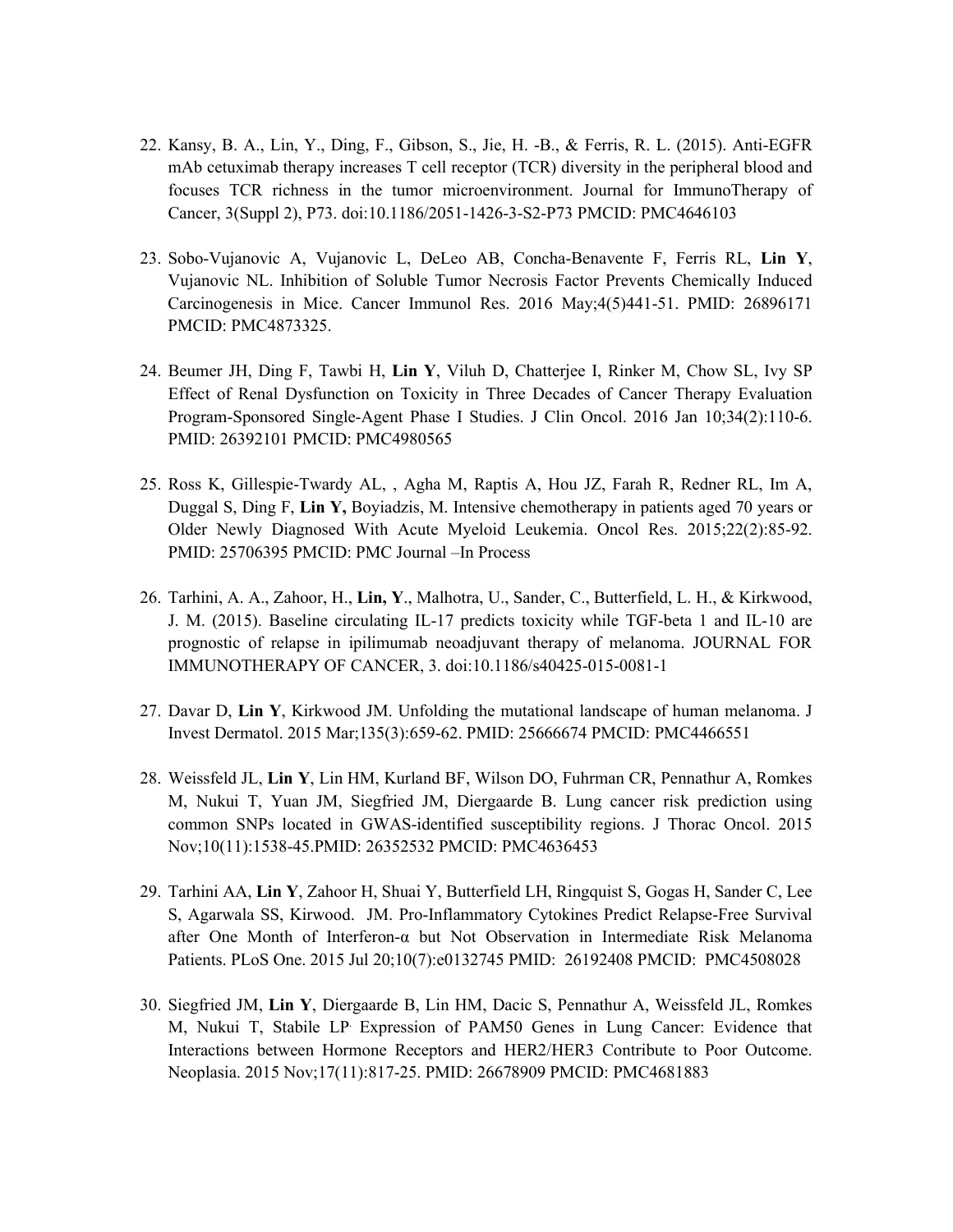22. Kansy, B. A., Lin, Y., Ding, F., Gibson, S., Jie, H. -B., & Ferris, R. L. (2015). Anti-EGFR mAb cetuximab therapy increases T cell receptor (TCR) diversity in the peripheral blood and focuses TCR richness in the tumor microenvironment. Journal for ImmunoTherapy of Cancer, 3(Suppl 2), P73. doi:10.1186/2051-1426-3-S2-P73 PMCID: PMC4646103

23. Sobo-Vujanovic A, Vujanovic L, DeLeo AB, Concha-Benavente F, Ferris RL, **Lin Y**, Vujanovic NL. Inhibition of Soluble Tumor Necrosis Factor Prevents Chemically Induced Carcinogenesis in Mice. Cancer Immunol Res. 2016 May;4(5)441-51. PMID: 26896171 PMCID: PMC4873325.

24. Beumer JH, Ding F, Tawbi H, **Lin Y**, Viluh D, Chatterjee I, Rinker M, Chow SL, Ivy SP Effect of Renal Dysfunction on Toxicity in Three Decades of Cancer Therapy Evaluation Program-Sponsored Single-Agent Phase I Studies. J Clin Oncol. 2016 Jan 10;34(2):110-6. PMID: 26392101 PMCID: PMC4980565

25. Ross K, Gillespie-Twardy AL, , Agha M, Raptis A, Hou JZ, Farah R, Redner RL, Im A, Duggal S, Ding F, **Lin Y,** Boyiadzis, M. Intensive chemotherapy in patients aged 70 years or Older Newly Diagnosed With Acute Myeloid Leukemia. Oncol Res. 2015;22(2):85-92. PMID: 25706395 PMCID: PMC Journal –In Process

26. Tarhini, A. A., Zahoor, H., **Lin, Y**., Malhotra, U., Sander, C., Butterfield, L. H., & Kirkwood, J. M. (2015). Baseline circulating IL-17 predicts toxicity while TGF-beta 1 and IL-10 are prognostic of relapse in ipilimumab neoadjuvant therapy of melanoma. JOURNAL FOR IMMUNOTHERAPY OF CANCER, 3. doi:10.1186/s40425-015-0081-1

27. Davar D, **Lin Y**, Kirkwood JM. Unfolding the mutational landscape of human melanoma. J Invest Dermatol. 2015 Mar;135(3):659-62. PMID: 25666674 PMCID: PMC4466551

28. Weissfeld JL, **Lin Y**, Lin HM, Kurland BF, Wilson DO, Fuhrman CR, Pennathur A, Romkes M, Nukui T, Yuan JM, Siegfried JM, Diergaarde B. Lung cancer risk prediction using common SNPs located in GWAS-identified susceptibility regions. J Thorac Oncol. 2015 Nov;10(11):1538-45.PMID: 26352532 PMCID: PMC4636453

29. Tarhini AA, **Lin Y**, Zahoor H, Shuai Y, Butterfield LH, Ringquist S, Gogas H, Sander C, Lee S, Agarwala SS, Kirwood. JM. Pro-Inflammatory Cytokines Predict Relapse-Free Survival after One Month of Interferon-α but Not Observation in Intermediate Risk Melanoma Patients. PLoS One. 2015 Jul 20;10(7):e0132745 PMID: 26192408 PMCID: PMC4508028

30. Siegfried JM, **Lin Y**, Diergaarde B, Lin HM, Dacic S, Pennathur A, Weissfeld JL, Romkes M, Nukui T, Stabile LP. Expression of PAM50 Genes in Lung Cancer: Evidence that Interactions between Hormone Receptors and HER2/HER3 Contribute to Poor Outcome. Neoplasia. 2015 Nov;17(11):817-25. PMID: 26678909 PMCID: PMC4681883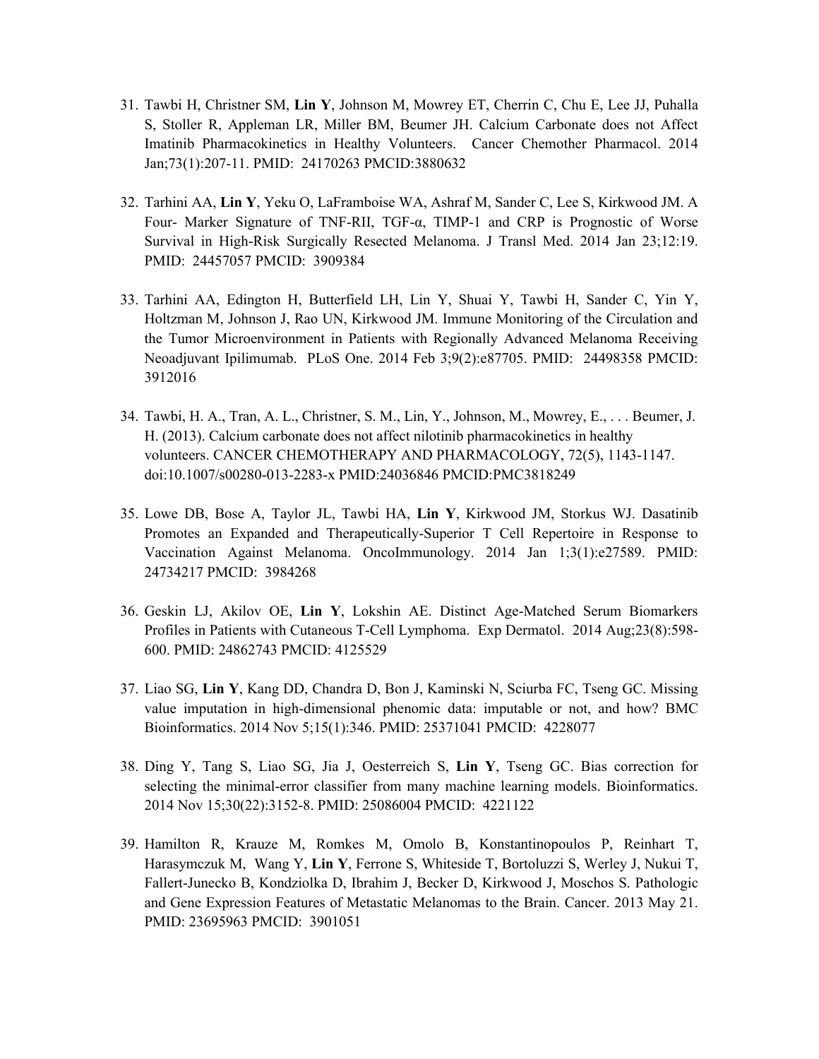31. Tawbi H, Christner SM, **Lin Y**, Johnson M, Mowrey ET, Cherrin C, Chu E, Lee JJ, Puhalla S, Stoller R, Appleman LR, Miller BM, Beumer JH. Calcium Carbonate does not Affect Imatinib Pharmacokinetics in Healthy Volunteers. Cancer Chemother Pharmacol. 2014 Jan;73(1):207-11. PMID: 24170263 PMCID:3880632

32. Tarhini AA, **Lin Y**, Yeku O, LaFramboise WA, Ashraf M, Sander C, Lee S, Kirkwood JM. A Four- Marker Signature of TNF-RII, TGF-α, TIMP-1 and CRP is Prognostic of Worse Survival in High-Risk Surgically Resected Melanoma. J Transl Med. 2014 Jan 23;12:19. PMID: 24457057 PMCID: 3909384

33. Tarhini AA, Edington H, Butterfield LH, Lin Y, Shuai Y, Tawbi H, Sander C, Yin Y, Holtzman M, Johnson J, Rao UN, Kirkwood JM. Immune Monitoring of the Circulation and the Tumor Microenvironment in Patients with Regionally Advanced Melanoma Receiving Neoadjuvant Ipilimumab. PLoS One. 2014 Feb 3;9(2):e87705. PMID: 24498358 PMCID: 3912016

34. Tawbi, H. A., Tran, A. L., Christner, S. M., Lin, Y., Johnson, M., Mowrey, E., . . . Beumer, J. H. (2013). Calcium carbonate does not affect nilotinib pharmacokinetics in healthy volunteers. CANCER CHEMOTHERAPY AND PHARMACOLOGY, 72(5), 1143-1147. doi:10.1007/s00280-013-2283-x PMID:24036846 PMCID:PMC3818249

35. Lowe DB, Bose A, Taylor JL, Tawbi HA, **Lin Y**, Kirkwood JM, Storkus WJ. Dasatinib Promotes an Expanded and Therapeutically-Superior T Cell Repertoire in Response to Vaccination Against Melanoma. OncoImmunology. 2014 Jan 1;3(1):e27589. PMID: 24734217 PMCID: 3984268

36. Geskin LJ, Akilov OE, **Lin Y**, Lokshin AE. Distinct Age-Matched Serum Biomarkers Profiles in Patients with Cutaneous T-Cell Lymphoma. Exp Dermatol. 2014 Aug;23(8):598-600. PMID: 24862743 PMCID: 4125529

37. Liao SG, **Lin Y**, Kang DD, Chandra D, Bon J, Kaminski N, Sciurba FC, Tseng GC. Missing value imputation in high-dimensional phenomic data: imputable or not, and how? BMC Bioinformatics. 2014 Nov 5;15(1):346. PMID: 25371041 PMCID: 4228077

38. Ding Y, Tang S, Liao SG, Jia J, Oesterreich S, **Lin Y**, Tseng GC. Bias correction for selecting the minimal-error classifier from many machine learning models. Bioinformatics. 2014 Nov 15;30(22):3152-8. PMID: 25086004 PMCID: 4221122

39. Hamilton R, Krauze M, Romkes M, Omolo B, Konstantinopoulos P, Reinhart T, Harasymczuk M, Wang Y, **Lin Y**, Ferrone S, Whiteside T, Bortoluzzi S, Werley J, Nukui T, Fallert-Junecko B, Kondziolka D, Ibrahim J, Becker D, Kirkwood J, Moschos S. Pathologic and Gene Expression Features of Metastatic Melanomas to the Brain. Cancer. 2013 May 21. PMID: 23695963 PMCID: 3901051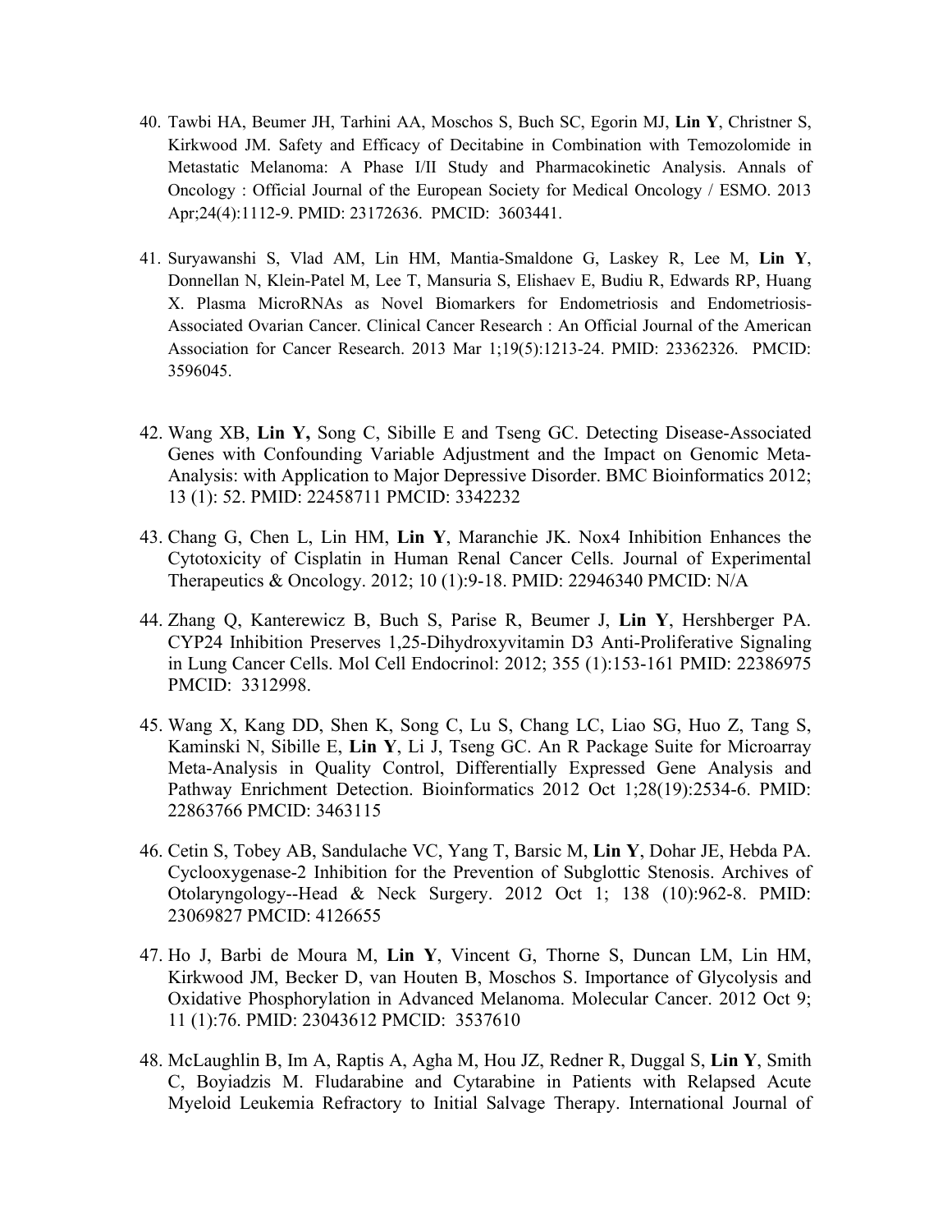40. Tawbi HA, Beumer JH, Tarhini AA, Moschos S, Buch SC, Egorin MJ, **Lin Y**, Christner S, Kirkwood JM. Safety and Efficacy of Decitabine in Combination with Temozolomide in Metastatic Melanoma: A Phase I/II Study and Pharmacokinetic Analysis. Annals of Oncology : Official Journal of the European Society for Medical Oncology / ESMO. 2013 Apr;24(4):1112-9. PMID: 23172636. PMCID: 3603441.

41. Suryawanshi S, Vlad AM, Lin HM, Mantia-Smaldone G, Laskey R, Lee M, **Lin Y**, Donnellan N, Klein-Patel M, Lee T, Mansuria S, Elishaev E, Budiu R, Edwards RP, Huang X. Plasma MicroRNAs as Novel Biomarkers for Endometriosis and Endometriosis-Associated Ovarian Cancer. Clinical Cancer Research : An Official Journal of the American Association for Cancer Research. 2013 Mar 1;19(5):1213-24. PMID: 23362326. PMCID: 3596045.

42. Wang XB, **Lin Y,** Song C, Sibille E and Tseng GC. Detecting Disease-Associated Genes with Confounding Variable Adjustment and the Impact on Genomic Meta-Analysis: with Application to Major Depressive Disorder. BMC Bioinformatics 2012; 13 (1): 52. PMID: 22458711 PMCID: 3342232

43. Chang G, Chen L, Lin HM, **Lin Y**, Maranchie JK. Nox4 Inhibition Enhances the Cytotoxicity of Cisplatin in Human Renal Cancer Cells. Journal of Experimental Therapeutics & Oncology. 2012; 10 (1):9-18. PMID: 22946340 PMCID: N/A

44. Zhang Q, Kanterewicz B, Buch S, Parise R, Beumer J, **Lin Y**, Hershberger PA. CYP24 Inhibition Preserves 1,25-Dihydroxyvitamin D3 Anti-Proliferative Signaling in Lung Cancer Cells. Mol Cell Endocrinol: 2012; 355 (1):153-161 PMID: 22386975 PMCID: 3312998.

45. Wang X, Kang DD, Shen K, Song C, Lu S, Chang LC, Liao SG, Huo Z, Tang S, Kaminski N, Sibille E, **Lin Y**, Li J, Tseng GC. An R Package Suite for Microarray Meta-Analysis in Quality Control, Differentially Expressed Gene Analysis and Pathway Enrichment Detection. Bioinformatics 2012 Oct 1;28(19):2534-6. PMID: 22863766 PMCID: 3463115

46. Cetin S, Tobey AB, Sandulache VC, Yang T, Barsic M, **Lin Y**, Dohar JE, Hebda PA. Cyclooxygenase-2 Inhibition for the Prevention of Subglottic Stenosis. Archives of Otolaryngology--Head & Neck Surgery. 2012 Oct 1; 138 (10):962-8. PMID: 23069827 PMCID: 4126655

47. Ho J, Barbi de Moura M, **Lin Y**, Vincent G, Thorne S, Duncan LM, Lin HM, Kirkwood JM, Becker D, van Houten B, Moschos S. Importance of Glycolysis and Oxidative Phosphorylation in Advanced Melanoma. Molecular Cancer. 2012 Oct 9; 11 (1):76. PMID: 23043612 PMCID: 3537610

48. McLaughlin B, Im A, Raptis A, Agha M, Hou JZ, Redner R, Duggal S, **Lin Y**, Smith C, Boyiadzis M. Fludarabine and Cytarabine in Patients with Relapsed Acute Myeloid Leukemia Refractory to Initial Salvage Therapy. International Journal of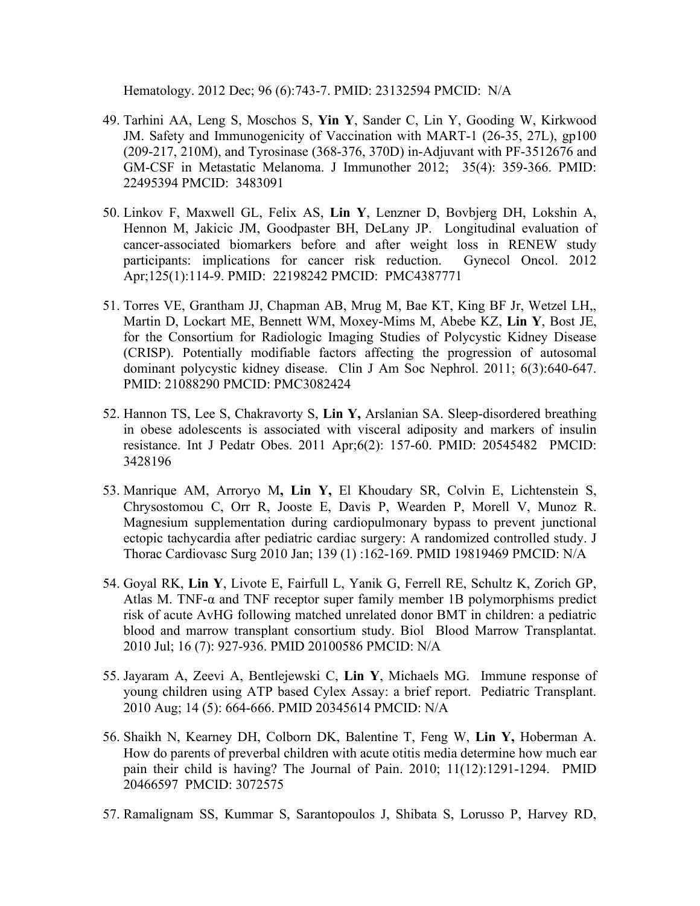Hematology. 2012 Dec; 96 (6):743-7. PMID: 23132594 PMCID: N/A

49. Tarhini AA, Leng S, Moschos S, **Yin Y**, Sander C, Lin Y, Gooding W, Kirkwood JM. Safety and Immunogenicity of Vaccination with MART-1 (26-35, 27L), gp100 (209-217, 210M), and Tyrosinase (368-376, 370D) in-Adjuvant with PF-3512676 and GM-CSF in Metastatic Melanoma. J Immunother 2012; 35(4): 359-366. PMID: 22495394 PMCID: 3483091

50. Linkov F, Maxwell GL, Felix AS, **Lin Y**, Lenzner D, Bovbjerg DH, Lokshin A, Hennon M, Jakicic JM, Goodpaster BH, DeLany JP. Longitudinal evaluation of cancer-associated biomarkers before and after weight loss in RENEW study participants: implications for cancer risk reduction. Gynecol Oncol. 2012 Apr;125(1):114-9. PMID: 22198242 PMCID: PMC4387771

51. Torres VE, Grantham JJ, Chapman AB, Mrug M, Bae KT, King BF Jr, Wetzel LH,, Martin D, Lockart ME, Bennett WM, Moxey-Mims M, Abebe KZ, **Lin Y**, Bost JE, for the Consortium for Radiologic Imaging Studies of Polycystic Kidney Disease (CRISP). Potentially modifiable factors affecting the progression of autosomal dominant polycystic kidney disease. Clin J Am Soc Nephrol. 2011; 6(3):640-647. PMID: 21088290 PMCID: PMC3082424

52. Hannon TS, Lee S, Chakravorty S, **Lin Y,** Arslanian SA. Sleep-disordered breathing in obese adolescents is associated with visceral adiposity and markers of insulin resistance. Int J Pedatr Obes. 2011 Apr;6(2): 157-60. PMID: 20545482 PMCID: 3428196

53. Manrique AM, Arroryo M**, Lin Y,** El Khoudary SR, Colvin E, Lichtenstein S, Chrysostomou C, Orr R, Jooste E, Davis P, Wearden P, Morell V, Munoz R. Magnesium supplementation during cardiopulmonary bypass to prevent junctional ectopic tachycardia after pediatric cardiac surgery: A randomized controlled study. J Thorac Cardiovasc Surg 2010 Jan; 139 (1) :162-169. PMID 19819469 PMCID: N/A

54. Goyal RK, **Lin Y**, Livote E, Fairfull L, Yanik G, Ferrell RE, Schultz K, Zorich GP, Atlas M. TNF-α and TNF receptor super family member 1B polymorphisms predict risk of acute AvHG following matched unrelated donor BMT in children: a pediatric blood and marrow transplant consortium study. Biol Blood Marrow Transplantat. 2010 Jul; 16 (7): 927-936. PMID 20100586 PMCID: N/A

55. Jayaram A, Zeevi A, Bentlejewski C, **Lin Y**, Michaels MG. Immune response of young children using ATP based Cylex Assay: a brief report. Pediatric Transplant. 2010 Aug; 14 (5): 664-666. PMID 20345614 PMCID: N/A

56. Shaikh N, Kearney DH, Colborn DK, Balentine T, Feng W, **Lin Y,** Hoberman A. How do parents of preverbal children with acute otitis media determine how much ear pain their child is having? The Journal of Pain. 2010; 11(12):1291-1294. PMID 20466597 PMCID: 3072575

57. Ramalignam SS, Kummar S, Sarantopoulos J, Shibata S, Lorusso P, Harvey RD,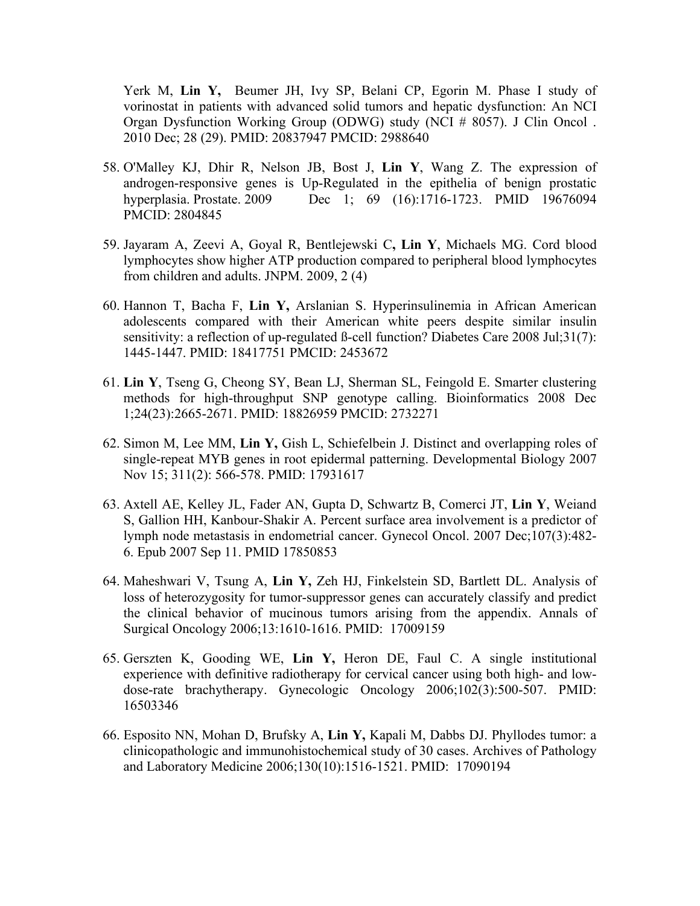Yerk M, **Lin Y,** Beumer JH, Ivy SP, Belani CP, Egorin M. Phase I study of vorinostat in patients with advanced solid tumors and hepatic dysfunction: An NCI Organ Dysfunction Working Group (ODWG) study (NCI # 8057). J Clin Oncol . 2010 Dec; 28 (29). PMID: 20837947 PMCID: 2988640

58. O'Malley KJ, Dhir R, Nelson JB, Bost J, **Lin Y**, Wang Z. The expression of androgen-responsive genes is Up-Regulated in the epithelia of benign prostatic hyperplasia. Prostate. 2009 Dec 1; 69 (16):1716-1723. PMID 19676094 PMCID: 2804845

59. Jayaram A, Zeevi A, Goyal R, Bentlejewski C**, Lin Y**, Michaels MG. Cord blood lymphocytes show higher ATP production compared to peripheral blood lymphocytes from children and adults. JNPM. 2009, 2 (4)

60. Hannon T, Bacha F, **Lin Y,** Arslanian S. Hyperinsulinemia in African American adolescents compared with their American white peers despite similar insulin sensitivity: a reflection of up-regulated ß-cell function? Diabetes Care 2008 Jul;31(7): 1445-1447. PMID: 18417751 PMCID: 2453672

61. **Lin Y**, Tseng G, Cheong SY, Bean LJ, Sherman SL, Feingold E. Smarter clustering methods for high-throughput SNP genotype calling. Bioinformatics 2008 Dec 1;24(23):2665-2671. PMID: 18826959 PMCID: 2732271

62. Simon M, Lee MM, **Lin Y,** Gish L, Schiefelbein J. Distinct and overlapping roles of single-repeat MYB genes in root epidermal patterning. Developmental Biology 2007 Nov 15; 311(2): 566-578. PMID: 17931617

63. Axtell AE, Kelley JL, Fader AN, Gupta D, Schwartz B, Comerci JT, **Lin Y**, Weiand S, Gallion HH, Kanbour-Shakir A. Percent surface area involvement is a predictor of lymph node metastasis in endometrial cancer. Gynecol Oncol. 2007 Dec;107(3):482-6. Epub 2007 Sep 11. PMID 17850853

64. Maheshwari V, Tsung A, **Lin Y,** Zeh HJ, Finkelstein SD, Bartlett DL. Analysis of loss of heterozygosity for tumor-suppressor genes can accurately classify and predict the clinical behavior of mucinous tumors arising from the appendix. Annals of Surgical Oncology 2006;13:1610-1616. PMID: 17009159

65. Gerszten K, Gooding WE, **Lin Y,** Heron DE, Faul C. A single institutional experience with definitive radiotherapy for cervical cancer using both high- and low-dose-rate brachytherapy. Gynecologic Oncology 2006;102(3):500-507. PMID: 16503346

66. Esposito NN, Mohan D, Brufsky A, **Lin Y,** Kapali M, Dabbs DJ. Phyllodes tumor: a clinicopathologic and immunohistochemical study of 30 cases. Archives of Pathology and Laboratory Medicine 2006;130(10):1516-1521. PMID: 17090194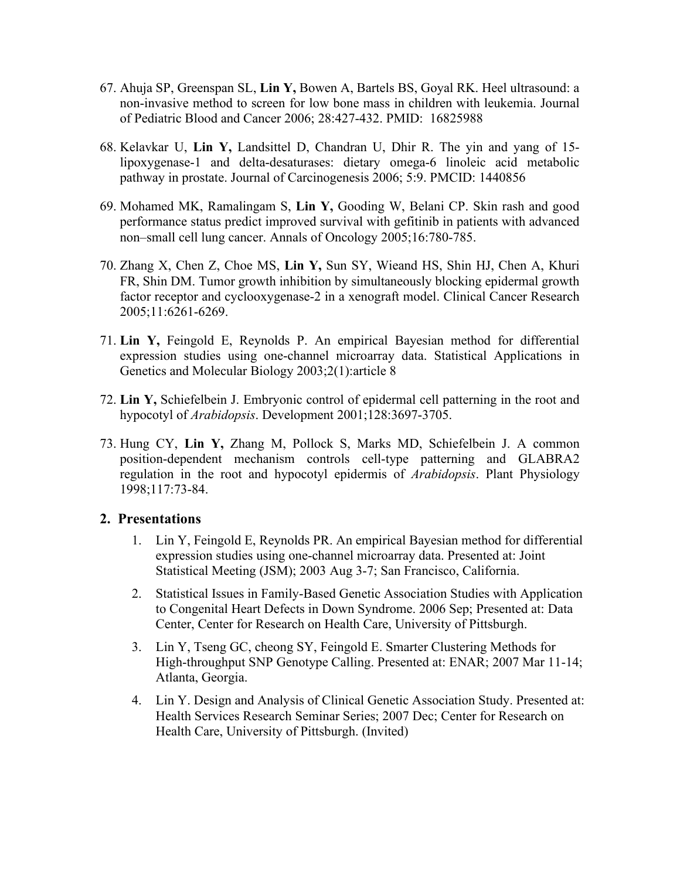67. Ahuja SP, Greenspan SL, **Lin Y,** Bowen A, Bartels BS, Goyal RK. Heel ultrasound: a non-invasive method to screen for low bone mass in children with leukemia. Journal of Pediatric Blood and Cancer 2006; 28:427-432. PMID: 16825988

68. Kelavkar U, **Lin Y,** Landsittel D, Chandran U, Dhir R. The yin and yang of 15-lipoxygenase-1 and delta-desaturases: dietary omega-6 linoleic acid metabolic pathway in prostate. Journal of Carcinogenesis 2006; 5:9. PMCID: 1440856

69. Mohamed MK, Ramalingam S, **Lin Y,** Gooding W, Belani CP. Skin rash and good performance status predict improved survival with gefitinib in patients with advanced non–small cell lung cancer. Annals of Oncology 2005;16:780-785.

70. Zhang X, Chen Z, Choe MS, **Lin Y,** Sun SY, Wieand HS, Shin HJ, Chen A, Khuri FR, Shin DM. Tumor growth inhibition by simultaneously blocking epidermal growth factor receptor and cyclooxygenase-2 in a xenograft model. Clinical Cancer Research 2005;11:6261-6269.

71. **Lin Y,** Feingold E, Reynolds P. An empirical Bayesian method for differential expression studies using one-channel microarray data. Statistical Applications in Genetics and Molecular Biology 2003;2(1):article 8

72. **Lin Y,** Schiefelbein J. Embryonic control of epidermal cell patterning in the root and hypocotyl of *Arabidopsis*. Development 2001;128:3697-3705.

73. Hung CY, **Lin Y,** Zhang M, Pollock S, Marks MD, Schiefelbein J. A common position-dependent mechanism controls cell-type patterning and GLABRA2 regulation in the root and hypocotyl epidermis of *Arabidopsis*. Plant Physiology 1998;117:73-84.

## 2. Presentations

1. Lin Y, Feingold E, Reynolds PR. An empirical Bayesian method for differential expression studies using one-channel microarray data. Presented at: Joint Statistical Meeting (JSM); 2003 Aug 3-7; San Francisco, California.

2. Statistical Issues in Family-Based Genetic Association Studies with Application to Congenital Heart Defects in Down Syndrome. 2006 Sep; Presented at: Data Center, Center for Research on Health Care, University of Pittsburgh.

3. Lin Y, Tseng GC, cheong SY, Feingold E. Smarter Clustering Methods for High-throughput SNP Genotype Calling. Presented at: ENAR; 2007 Mar 11-14; Atlanta, Georgia.

4. Lin Y. Design and Analysis of Clinical Genetic Association Study. Presented at: Health Services Research Seminar Series; 2007 Dec; Center for Research on Health Care, University of Pittsburgh. (Invited)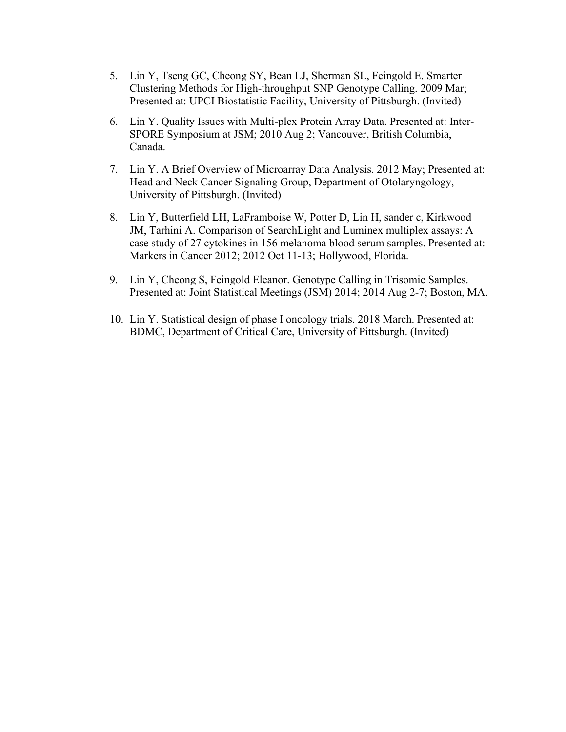5. Lin Y, Tseng GC, Cheong SY, Bean LJ, Sherman SL, Feingold E. Smarter Clustering Methods for High-throughput SNP Genotype Calling. 2009 Mar; Presented at: UPCI Biostatistic Facility, University of Pittsburgh. (Invited)

6. Lin Y. Quality Issues with Multi-plex Protein Array Data. Presented at: Inter-SPORE Symposium at JSM; 2010 Aug 2; Vancouver, British Columbia, Canada.

7. Lin Y. A Brief Overview of Microarray Data Analysis. 2012 May; Presented at: Head and Neck Cancer Signaling Group, Department of Otolaryngology, University of Pittsburgh. (Invited)

8. Lin Y, Butterfield LH, LaFramboise W, Potter D, Lin H, sander c, Kirkwood JM, Tarhini A. Comparison of SearchLight and Luminex multiplex assays: A case study of 27 cytokines in 156 melanoma blood serum samples. Presented at: Markers in Cancer 2012; 2012 Oct 11-13; Hollywood, Florida.

9. Lin Y, Cheong S, Feingold Eleanor. Genotype Calling in Trisomic Samples. Presented at: Joint Statistical Meetings (JSM) 2014; 2014 Aug 2-7; Boston, MA.

10. Lin Y. Statistical design of phase I oncology trials. 2018 March. Presented at: BDMC, Department of Critical Care, University of Pittsburgh. (Invited)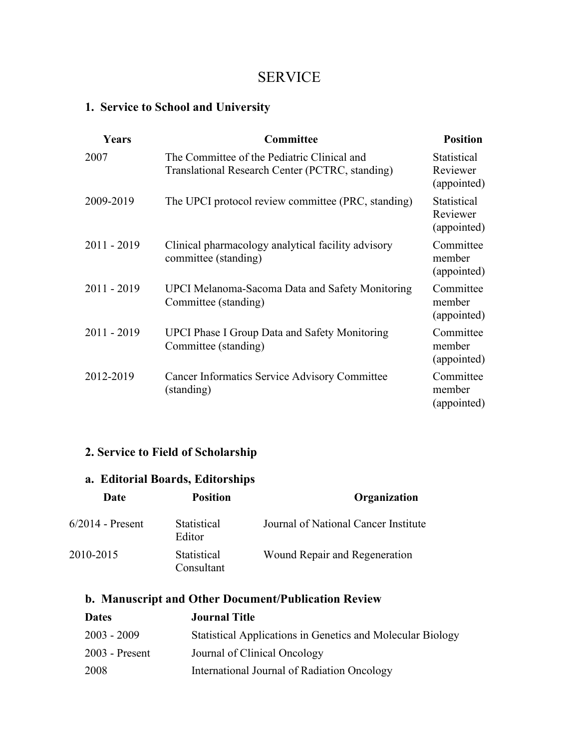# SERVICE

## 1. Service to School and University

| Years | Committee | Position |
|---|---|---|
| 2007 | The Committee of the Pediatric Clinical and Translational Research Center (PCTRC, standing) | Statistical Reviewer (appointed) |
| 2009-2019 | The UPCI protocol review committee (PRC, standing) | Statistical Reviewer (appointed) |
| 2011 - 2019 | Clinical pharmacology analytical facility advisory committee (standing) | Committee member (appointed) |
| 2011 - 2019 | UPCI Melanoma-Sacoma Data and Safety Monitoring Committee (standing) | Committee member (appointed) |
| 2011 - 2019 | UPCI Phase I Group Data and Safety Monitoring Committee (standing) | Committee member (appointed) |
| 2012-2019 | Cancer Informatics Service Advisory Committee (standing) | Committee member (appointed) |

## 2. Service to Field of Scholarship

### a. Editorial Boards, Editorships

| Date | Position | Organization |
|---|---|---|
| 6/2014 - Present | Statistical Editor | Journal of National Cancer Institute |
| 2010-2015 | Statistical Consultant | Wound Repair and Regeneration |

### b. Manuscript and Other Document/Publication Review

| Dates | Journal Title |
|---|---|
| 2003 - 2009 | Statistical Applications in Genetics and Molecular Biology |
| 2003 - Present | Journal of Clinical Oncology |
| 2008 | International Journal of Radiation Oncology |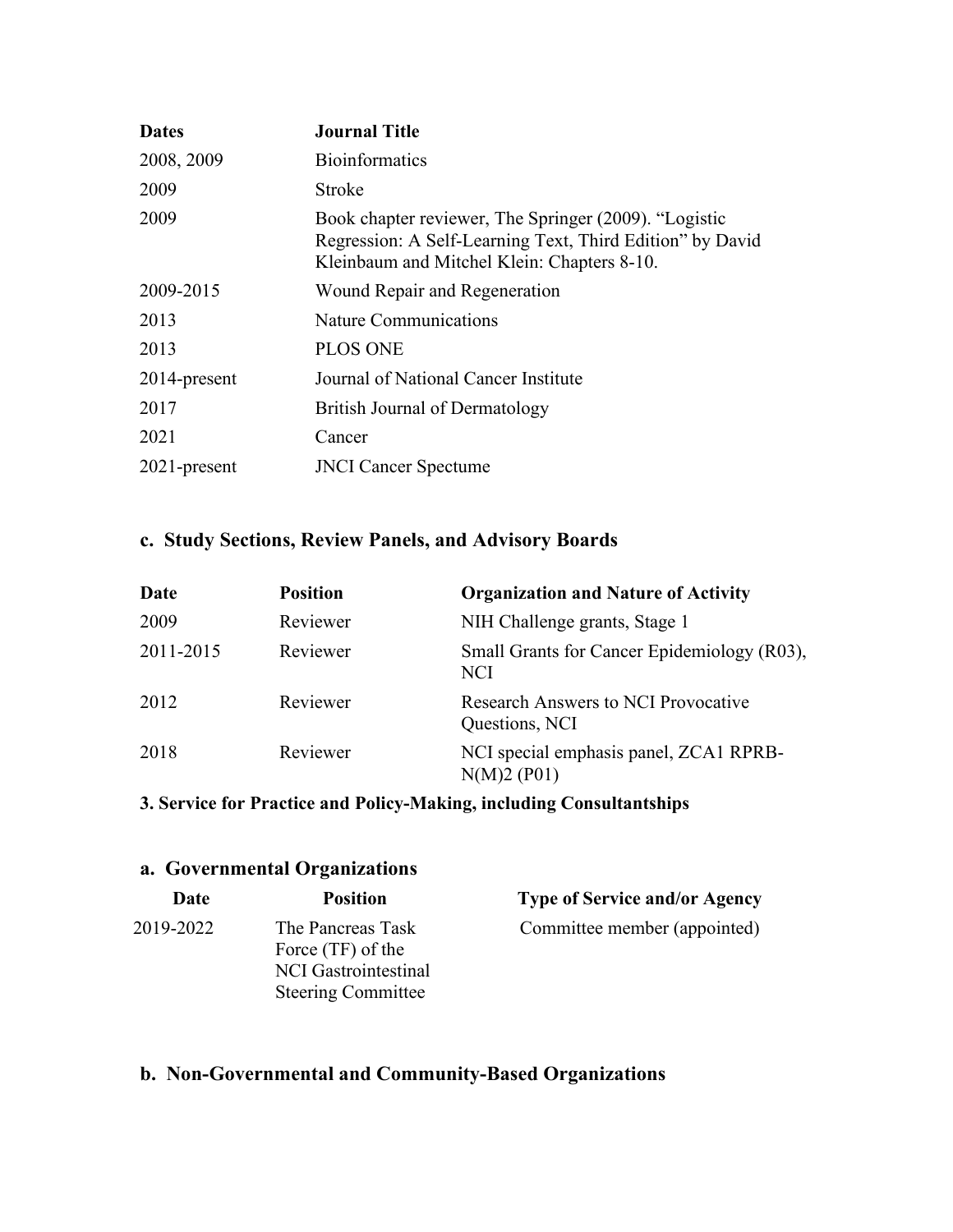| Dates | Journal Title |
|---|---|
| 2008, 2009 | Bioinformatics |
| 2009 | Stroke |
| 2009 | Book chapter reviewer, The Springer (2009). "Logistic Regression: A Self-Learning Text, Third Edition" by David Kleinbaum and Mitchel Klein: Chapters 8-10. |
| 2009-2015 | Wound Repair and Regeneration |
| 2013 | Nature Communications |
| 2013 | PLOS ONE |
| 2014-present | Journal of National Cancer Institute |
| 2017 | British Journal of Dermatology |
| 2021 | Cancer |
| 2021-present | JNCI Cancer Spectume |

## c. Study Sections, Review Panels, and Advisory Boards

| Date | Position | Organization and Nature of Activity |
|---|---|---|
| 2009 | Reviewer | NIH Challenge grants, Stage 1 |
| 2011-2015 | Reviewer | Small Grants for Cancer Epidemiology (R03), NCI |
| 2012 | Reviewer | Research Answers to NCI Provocative Questions, NCI |
| 2018 | Reviewer | NCI special emphasis panel, ZCA1 RPRB-N(M)2 (P01) |

# 3. Service for Practice and Policy-Making, including Consultantships

## a. Governmental Organizations

| Date | Position | Type of Service and/or Agency |
|---|---|---|
| 2019-2022 | The Pancreas Task Force (TF) of the NCI Gastrointestinal Steering Committee | Committee member (appointed) |

## b. Non-Governmental and Community-Based Organizations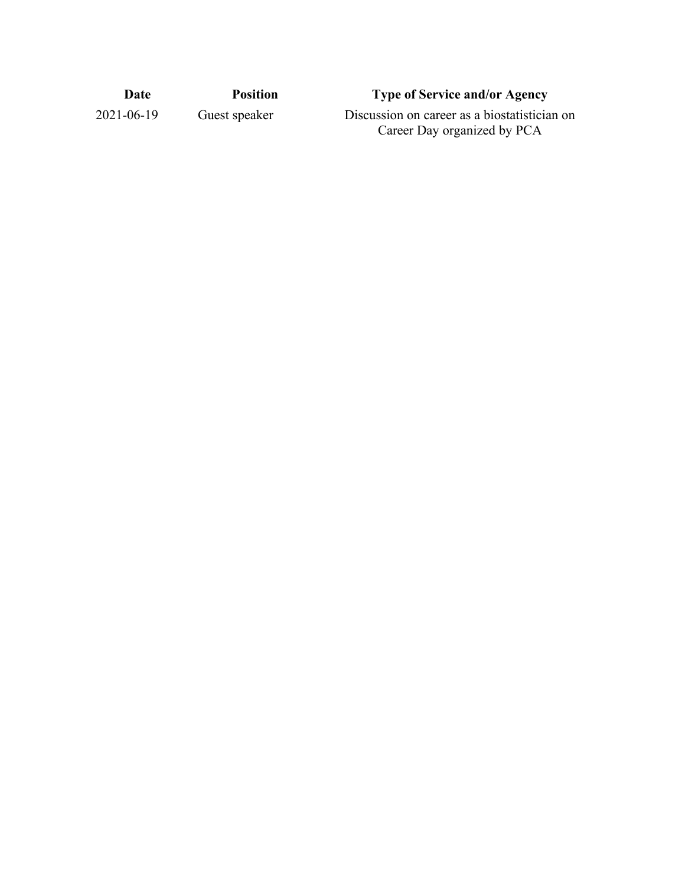| Date | Position | Type of Service and/or Agency |
| --- | --- | --- |
| 2021-06-19 | Guest speaker | Discussion on career as a biostatistician on Career Day organized by PCA |